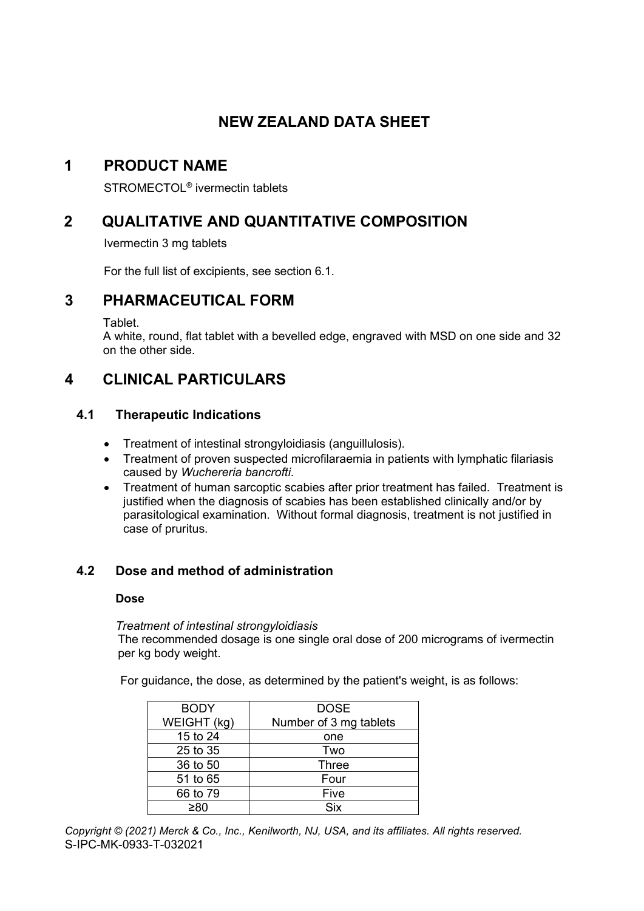# NEW ZEALAND DATA SHEET

## 1 PRODUCT NAME

STROMECTOL® ivermectin tablets

## 2 QUALITATIVE AND QUANTITATIVE COMPOSITION

Ivermectin 3 mg tablets

For the full list of excipients, see section 6.1.

## 3 PHARMACEUTICAL FORM

Tablet.
A white, round, flat tablet with a bevelled edge, engraved with MSD on one side and 32 on the other side.

## 4 CLINICAL PARTICULARS

### 4.1 Therapeutic Indications

- Treatment of intestinal strongyloidiasis (anguillulosis).
- Treatment of proven suspected microfilaraemia in patients with lymphatic filariasis caused by *Wuchereria bancrofti*.
- Treatment of human sarcoptic scabies after prior treatment has failed. Treatment is justified when the diagnosis of scabies has been established clinically and/or by parasitological examination. Without formal diagnosis, treatment is not justified in case of pruritus.

### 4.2 Dose and method of administration

**Dose**

*Treatment of intestinal strongyloidiasis*
The recommended dosage is one single oral dose of 200 micrograms of ivermectin per kg body weight.

For guidance, the dose, as determined by the patient's weight, is as follows:

| BODY WEIGHT (kg) | DOSE Number of 3 mg tablets |
|---|---|
| 15 to 24 | one |
| 25 to 35 | Two |
| 36 to 50 | Three |
| 51 to 65 | Four |
| 66 to 79 | Five |
| ≥80 | Six |

*Copyright © (2021) Merck & Co., Inc., Kenilworth, NJ, USA, and its affiliates. All rights reserved.*
S-IPC-MK-0933-T-032021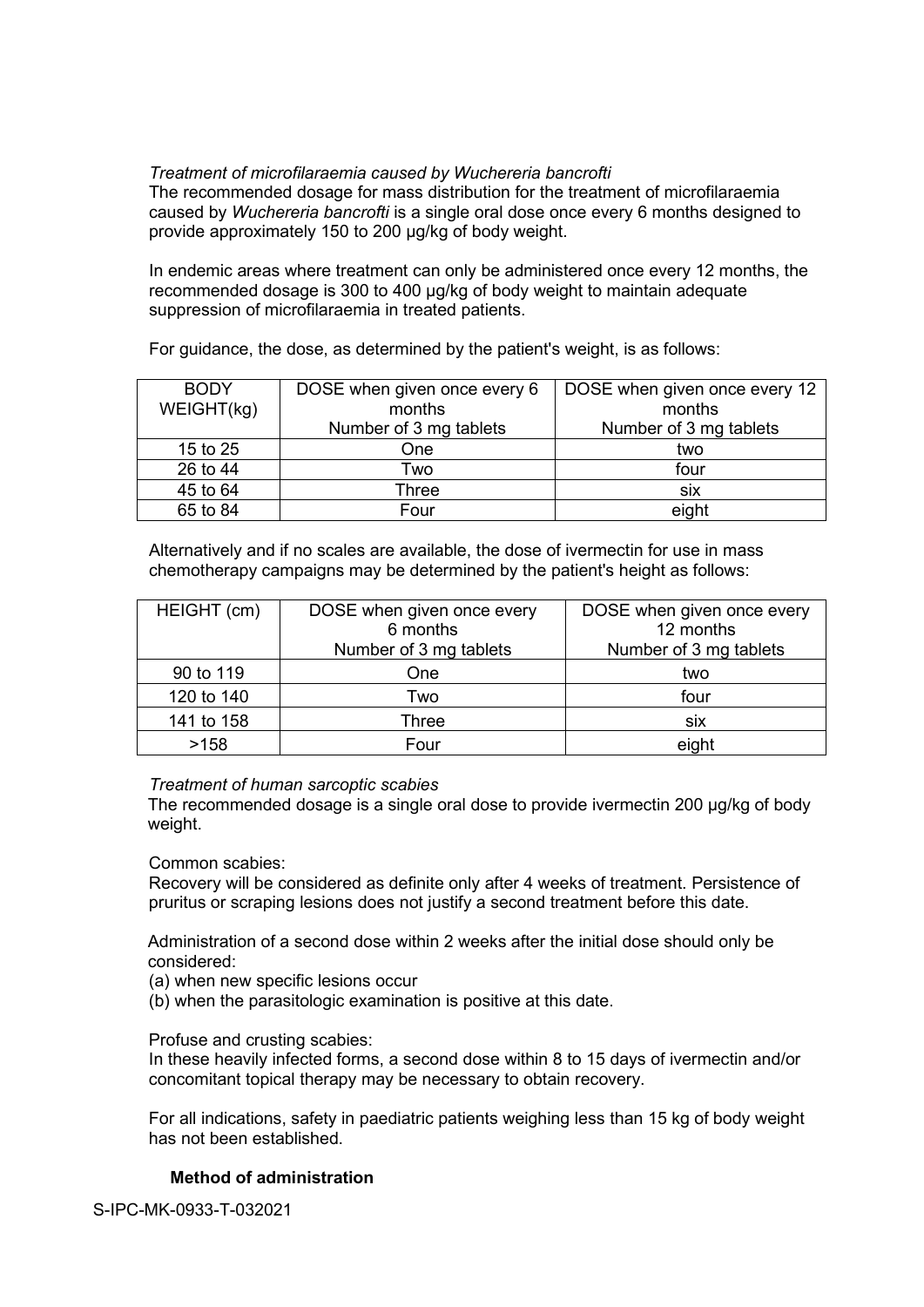*Treatment of microfilaraemia caused by Wuchereria bancrofti*

The recommended dosage for mass distribution for the treatment of microfilaraemia caused by *Wuchereria bancrofti* is a single oral dose once every 6 months designed to provide approximately 150 to 200 µg/kg of body weight.

In endemic areas where treatment can only be administered once every 12 months, the recommended dosage is 300 to 400 µg/kg of body weight to maintain adequate suppression of microfilaraemia in treated patients.

For guidance, the dose, as determined by the patient's weight, is as follows:

| BODY WEIGHT(kg) | DOSE when given once every 6 months Number of 3 mg tablets | DOSE when given once every 12 months Number of 3 mg tablets |
|---|---|---|
| 15 to 25 | One | two |
| 26 to 44 | Two | four |
| 45 to 64 | Three | six |
| 65 to 84 | Four | eight |

Alternatively and if no scales are available, the dose of ivermectin for use in mass chemotherapy campaigns may be determined by the patient's height as follows:

| HEIGHT (cm) | DOSE when given once every 6 months Number of 3 mg tablets | DOSE when given once every 12 months Number of 3 mg tablets |
|---|---|---|
| 90 to 119 | One | two |
| 120 to 140 | Two | four |
| 141 to 158 | Three | six |
| >158 | Four | eight |

*Treatment of human sarcoptic scabies*

The recommended dosage is a single oral dose to provide ivermectin 200 µg/kg of body weight.

Common scabies:

Recovery will be considered as definite only after 4 weeks of treatment. Persistence of pruritus or scraping lesions does not justify a second treatment before this date.

Administration of a second dose within 2 weeks after the initial dose should only be considered:

(a) when new specific lesions occur

(b) when the parasitologic examination is positive at this date.

Profuse and crusting scabies:

In these heavily infected forms, a second dose within 8 to 15 days of ivermectin and/or concomitant topical therapy may be necessary to obtain recovery.

For all indications, safety in paediatric patients weighing less than 15 kg of body weight has not been established.

**Method of administration**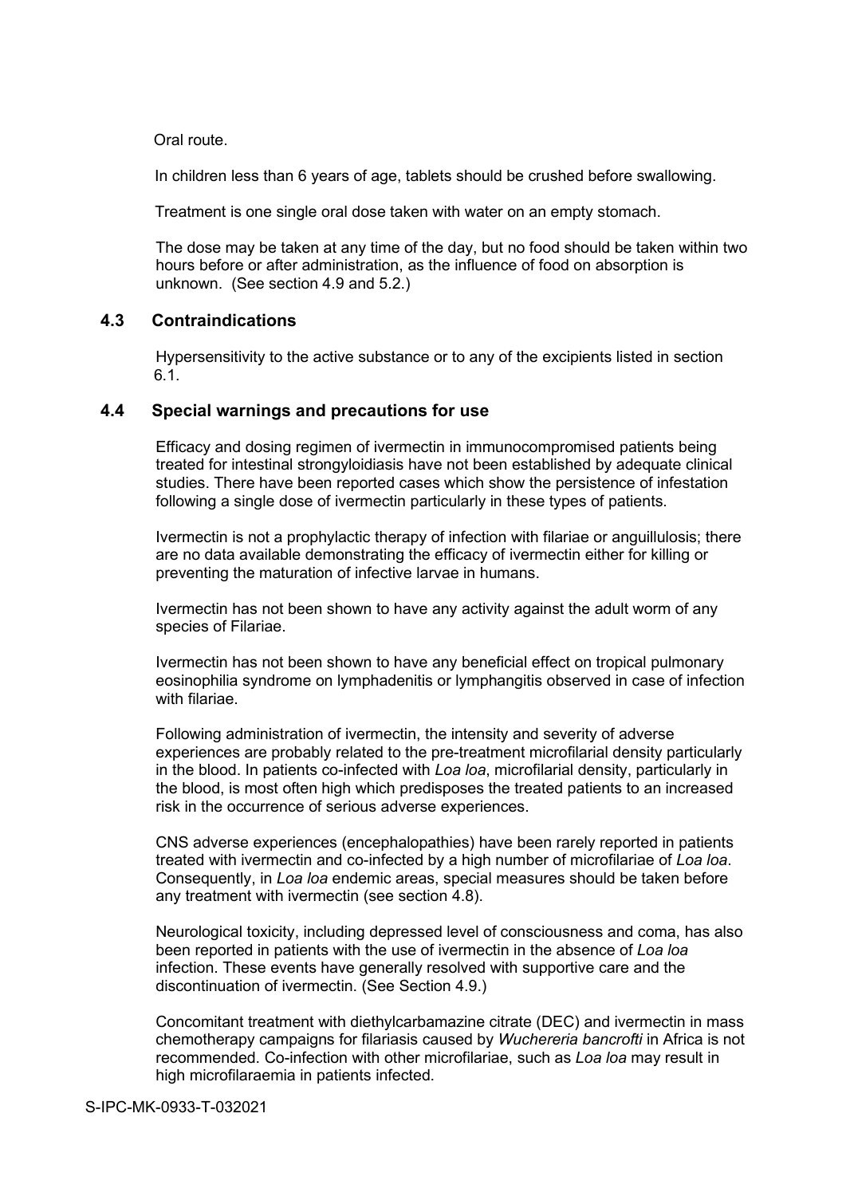Oral route.

In children less than 6 years of age, tablets should be crushed before swallowing.

Treatment is one single oral dose taken with water on an empty stomach.

The dose may be taken at any time of the day, but no food should be taken within two hours before or after administration, as the influence of food on absorption is unknown. (See section 4.9 and 5.2.)

## 4.3 Contraindications

Hypersensitivity to the active substance or to any of the excipients listed in section 6.1.

## 4.4 Special warnings and precautions for use

Efficacy and dosing regimen of ivermectin in immunocompromised patients being treated for intestinal strongyloidiasis have not been established by adequate clinical studies. There have been reported cases which show the persistence of infestation following a single dose of ivermectin particularly in these types of patients.

Ivermectin is not a prophylactic therapy of infection with filariae or anguillulosis; there are no data available demonstrating the efficacy of ivermectin either for killing or preventing the maturation of infective larvae in humans.

Ivermectin has not been shown to have any activity against the adult worm of any species of Filariae.

Ivermectin has not been shown to have any beneficial effect on tropical pulmonary eosinophilia syndrome on lymphadenitis or lymphangitis observed in case of infection with filariae.

Following administration of ivermectin, the intensity and severity of adverse experiences are probably related to the pre-treatment microfilarial density particularly in the blood. In patients co-infected with *Loa loa*, microfilarial density, particularly in the blood, is most often high which predisposes the treated patients to an increased risk in the occurrence of serious adverse experiences.

CNS adverse experiences (encephalopathies) have been rarely reported in patients treated with ivermectin and co-infected by a high number of microfilariae of *Loa loa*. Consequently, in *Loa loa* endemic areas, special measures should be taken before any treatment with ivermectin (see section 4.8).

Neurological toxicity, including depressed level of consciousness and coma, has also been reported in patients with the use of ivermectin in the absence of *Loa loa* infection. These events have generally resolved with supportive care and the discontinuation of ivermectin. (See Section 4.9.)

Concomitant treatment with diethylcarbamazine citrate (DEC) and ivermectin in mass chemotherapy campaigns for filariasis caused by *Wuchereria bancrofti* in Africa is not recommended. Co-infection with other microfilariae, such as *Loa loa* may result in high microfilaraemia in patients infected.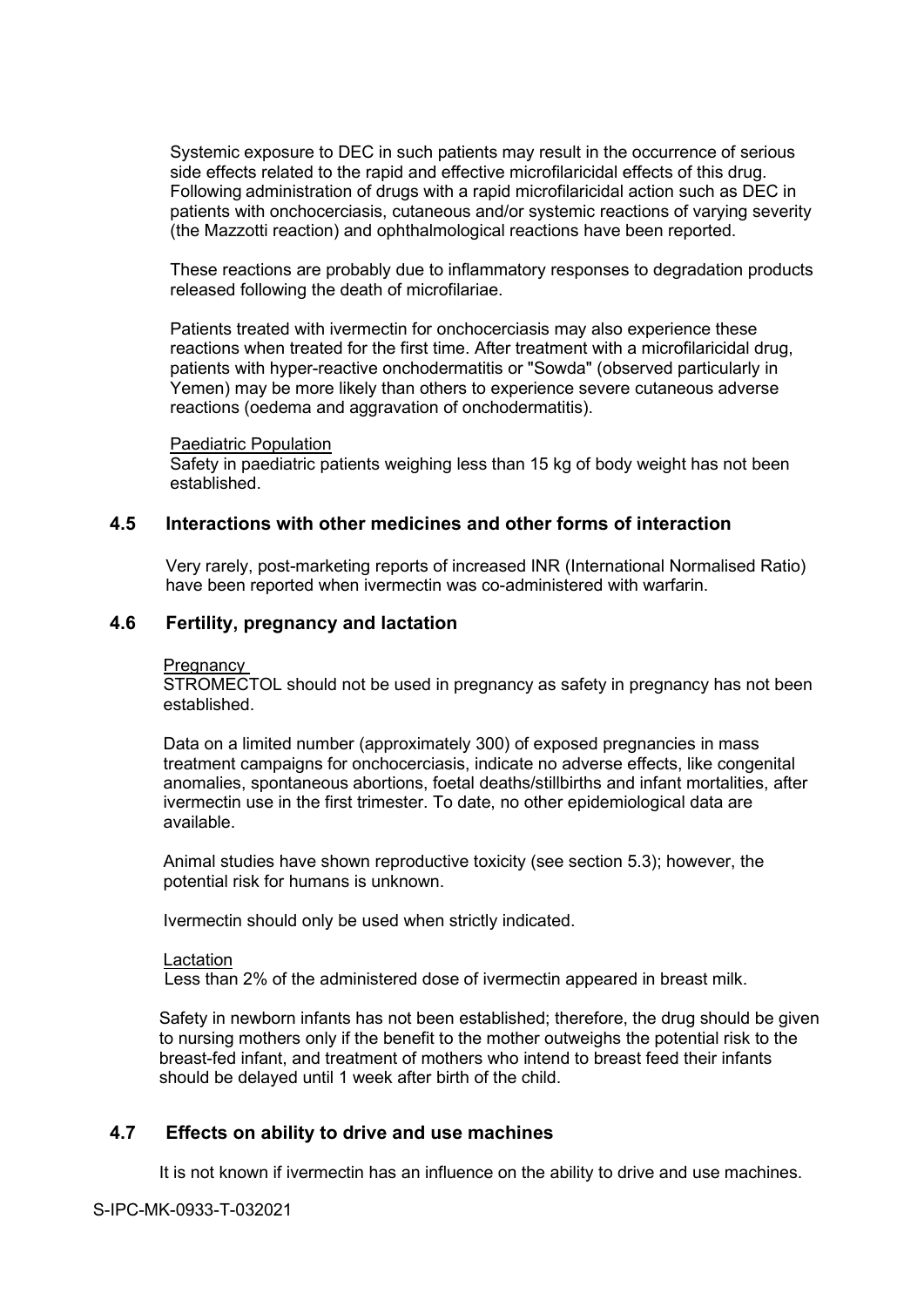Systemic exposure to DEC in such patients may result in the occurrence of serious side effects related to the rapid and effective microfilaricidal effects of this drug. Following administration of drugs with a rapid microfilaricidal action such as DEC in patients with onchocerciasis, cutaneous and/or systemic reactions of varying severity (the Mazzotti reaction) and ophthalmological reactions have been reported.

These reactions are probably due to inflammatory responses to degradation products released following the death of microfilariae.

Patients treated with ivermectin for onchocerciasis may also experience these reactions when treated for the first time. After treatment with a microfilaricidal drug, patients with hyper-reactive onchodermatitis or "Sowda" (observed particularly in Yemen) may be more likely than others to experience severe cutaneous adverse reactions (oedema and aggravation of onchodermatitis).

Paediatric Population

Safety in paediatric patients weighing less than 15 kg of body weight has not been established.

## 4.5 Interactions with other medicines and other forms of interaction

Very rarely, post-marketing reports of increased INR (International Normalised Ratio) have been reported when ivermectin was co-administered with warfarin.

## 4.6 Fertility, pregnancy and lactation

Pregnancy

STROMECTOL should not be used in pregnancy as safety in pregnancy has not been established.

Data on a limited number (approximately 300) of exposed pregnancies in mass treatment campaigns for onchocerciasis, indicate no adverse effects, like congenital anomalies, spontaneous abortions, foetal deaths/stillbirths and infant mortalities, after ivermectin use in the first trimester. To date, no other epidemiological data are available.

Animal studies have shown reproductive toxicity (see section 5.3); however, the potential risk for humans is unknown.

Ivermectin should only be used when strictly indicated.

Lactation

Less than 2% of the administered dose of ivermectin appeared in breast milk.

Safety in newborn infants has not been established; therefore, the drug should be given to nursing mothers only if the benefit to the mother outweighs the potential risk to the breast-fed infant, and treatment of mothers who intend to breast feed their infants should be delayed until 1 week after birth of the child.

## 4.7 Effects on ability to drive and use machines

It is not known if ivermectin has an influence on the ability to drive and use machines.

S-IPC-MK-0933-T-032021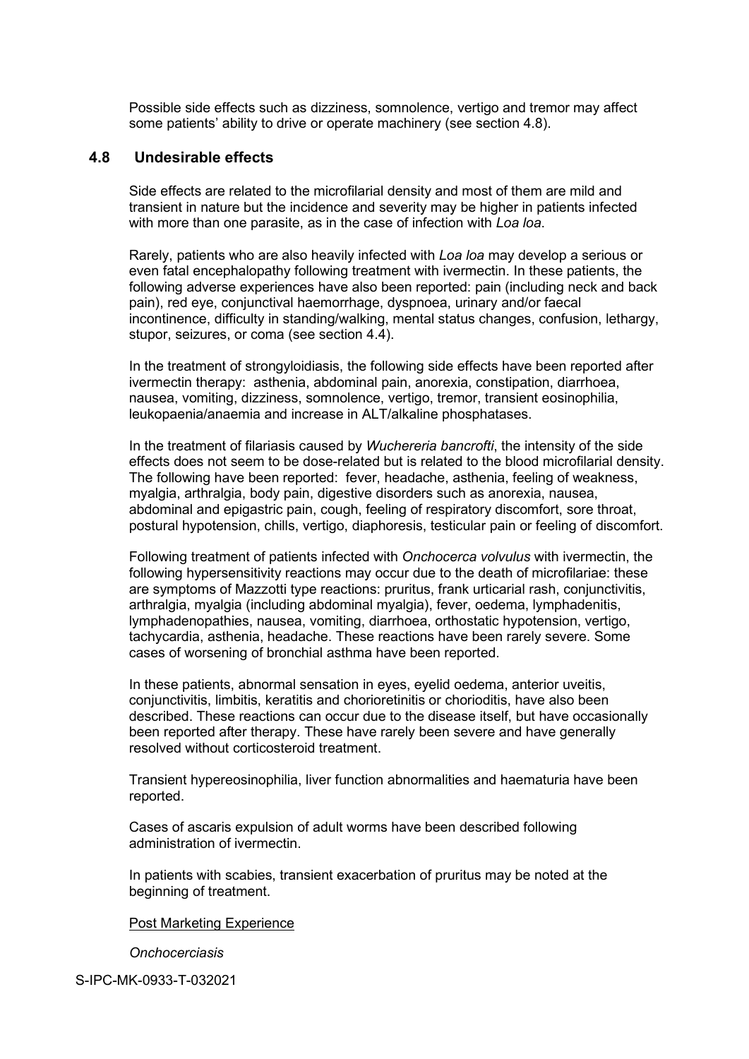Possible side effects such as dizziness, somnolence, vertigo and tremor may affect some patients' ability to drive or operate machinery (see section 4.8).

## 4.8 Undesirable effects

Side effects are related to the microfilarial density and most of them are mild and transient in nature but the incidence and severity may be higher in patients infected with more than one parasite, as in the case of infection with *Loa loa*.

Rarely, patients who are also heavily infected with *Loa loa* may develop a serious or even fatal encephalopathy following treatment with ivermectin. In these patients, the following adverse experiences have also been reported: pain (including neck and back pain), red eye, conjunctival haemorrhage, dyspnoea, urinary and/or faecal incontinence, difficulty in standing/walking, mental status changes, confusion, lethargy, stupor, seizures, or coma (see section 4.4).

In the treatment of strongyloidiasis, the following side effects have been reported after ivermectin therapy: asthenia, abdominal pain, anorexia, constipation, diarrhoea, nausea, vomiting, dizziness, somnolence, vertigo, tremor, transient eosinophilia, leukopaenia/anaemia and increase in ALT/alkaline phosphatases.

In the treatment of filariasis caused by *Wuchereria bancrofti*, the intensity of the side effects does not seem to be dose-related but is related to the blood microfilarial density. The following have been reported: fever, headache, asthenia, feeling of weakness, myalgia, arthralgia, body pain, digestive disorders such as anorexia, nausea, abdominal and epigastric pain, cough, feeling of respiratory discomfort, sore throat, postural hypotension, chills, vertigo, diaphoresis, testicular pain or feeling of discomfort.

Following treatment of patients infected with *Onchocerca volvulus* with ivermectin, the following hypersensitivity reactions may occur due to the death of microfilariae: these are symptoms of Mazzotti type reactions: pruritus, frank urticarial rash, conjunctivitis, arthralgia, myalgia (including abdominal myalgia), fever, oedema, lymphadenitis, lymphadenopathies, nausea, vomiting, diarrhoea, orthostatic hypotension, vertigo, tachycardia, asthenia, headache. These reactions have been rarely severe. Some cases of worsening of bronchial asthma have been reported.

In these patients, abnormal sensation in eyes, eyelid oedema, anterior uveitis, conjunctivitis, limbitis, keratitis and chorioretinitis or chorioditis, have also been described. These reactions can occur due to the disease itself, but have occasionally been reported after therapy. These have rarely been severe and have generally resolved without corticosteroid treatment.

Transient hypereosinophilia, liver function abnormalities and haematuria have been reported.

Cases of ascaris expulsion of adult worms have been described following administration of ivermectin.

In patients with scabies, transient exacerbation of pruritus may be noted at the beginning of treatment.

<u>Post Marketing Experience</u>

*Onchocerciasis*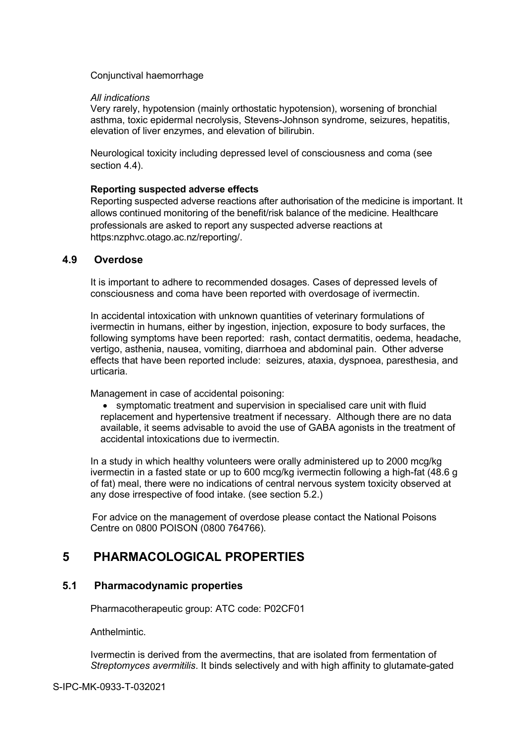Conjunctival haemorrhage

*All indications*

Very rarely, hypotension (mainly orthostatic hypotension), worsening of bronchial asthma, toxic epidermal necrolysis, Stevens-Johnson syndrome, seizures, hepatitis, elevation of liver enzymes, and elevation of bilirubin.

Neurological toxicity including depressed level of consciousness and coma (see section 4.4).

**Reporting suspected adverse effects**

Reporting suspected adverse reactions after authorisation of the medicine is important. It allows continued monitoring of the benefit/risk balance of the medicine. Healthcare professionals are asked to report any suspected adverse reactions at https:nzphvc.otago.ac.nz/reporting/.

### 4.9 Overdose

It is important to adhere to recommended dosages. Cases of depressed levels of consciousness and coma have been reported with overdosage of ivermectin.

In accidental intoxication with unknown quantities of veterinary formulations of ivermectin in humans, either by ingestion, injection, exposure to body surfaces, the following symptoms have been reported: rash, contact dermatitis, oedema, headache, vertigo, asthenia, nausea, vomiting, diarrhoea and abdominal pain. Other adverse effects that have been reported include: seizures, ataxia, dyspnoea, paresthesia, and urticaria.

Management in case of accidental poisoning:

- symptomatic treatment and supervision in specialised care unit with fluid replacement and hypertensive treatment if necessary. Although there are no data available, it seems advisable to avoid the use of GABA agonists in the treatment of accidental intoxications due to ivermectin.

In a study in which healthy volunteers were orally administered up to 2000 mcg/kg ivermectin in a fasted state or up to 600 mcg/kg ivermectin following a high-fat (48.6 g of fat) meal, there were no indications of central nervous system toxicity observed at any dose irrespective of food intake. (see section 5.2.)

For advice on the management of overdose please contact the National Poisons Centre on 0800 POISON (0800 764766).

## 5 PHARMACOLOGICAL PROPERTIES

### 5.1 Pharmacodynamic properties

Pharmacotherapeutic group: ATC code: P02CF01

Anthelmintic.

Ivermectin is derived from the avermectins, that are isolated from fermentation of *Streptomyces avermitilis*. It binds selectively and with high affinity to glutamate-gated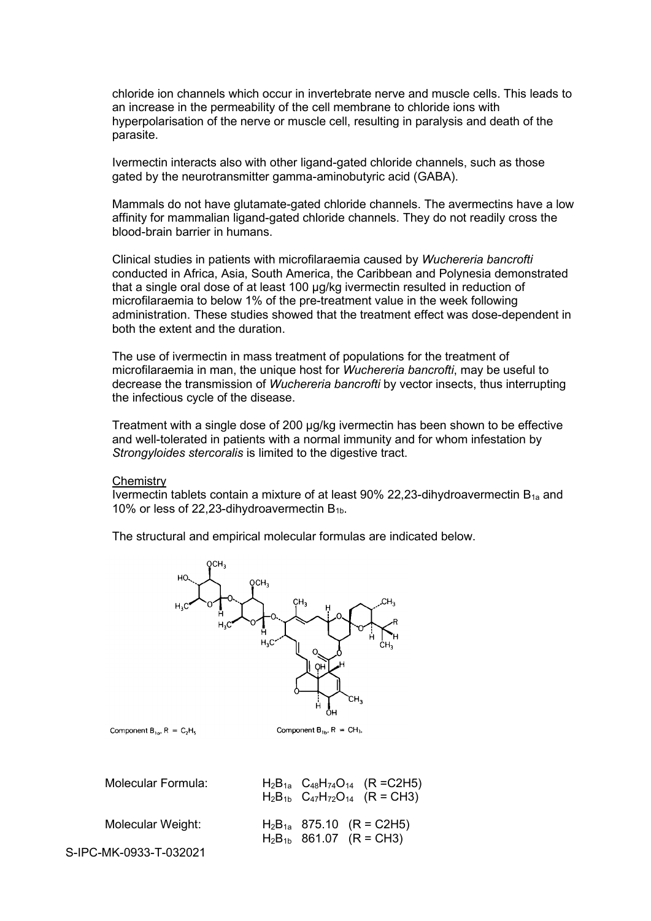chloride ion channels which occur in invertebrate nerve and muscle cells. This leads to an increase in the permeability of the cell membrane to chloride ions with hyperpolarisation of the nerve or muscle cell, resulting in paralysis and death of the parasite.

Ivermectin interacts also with other ligand-gated chloride channels, such as those gated by the neurotransmitter gamma-aminobutyric acid (GABA).

Mammals do not have glutamate-gated chloride channels. The avermectins have a low affinity for mammalian ligand-gated chloride channels. They do not readily cross the blood-brain barrier in humans.

Clinical studies in patients with microfilaraemia caused by *Wuchereria bancrofti* conducted in Africa, Asia, South America, the Caribbean and Polynesia demonstrated that a single oral dose of at least 100 µg/kg ivermectin resulted in reduction of microfilaraemia to below 1% of the pre-treatment value in the week following administration. These studies showed that the treatment effect was dose-dependent in both the extent and the duration.

The use of ivermectin in mass treatment of populations for the treatment of microfilaraemia in man, the unique host for *Wuchereria bancrofti*, may be useful to decrease the transmission of *Wuchereria bancrofti* by vector insects, thus interrupting the infectious cycle of the disease.

Treatment with a single dose of 200 µg/kg ivermectin has been shown to be effective and well-tolerated in patients with a normal immunity and for whom infestation by *Strongyloides stercoralis* is limited to the digestive tract.

<u>Chemistry</u>

Ivermectin tablets contain a mixture of at least 90% 22,23-dihydroavermectin $B_{1a}$ and 10% or less of 22,23-dihydroavermectin $B_{1b}$.

The structural and empirical molecular formulas are indicated below.

Component $B_{1a}$, $R = C_2H_5$ Component $B_{1b}$, $R = CH_3$.

| | |
|---|---|
| Molecular Formula: | $H_2B_{1a}$ $C_{48}H_{74}O_{14}$ (R =C2H5)<br>$H_2B_{1b}$ $C_{47}H_{72}O_{14}$ (R = CH3) |
| Molecular Weight: | $H_2B_{1a}$ 875.10 (R = C2H5)<br>$H_2B_{1b}$ 861.07 (R = CH3) |

S-IPC-MK-0933-T-032021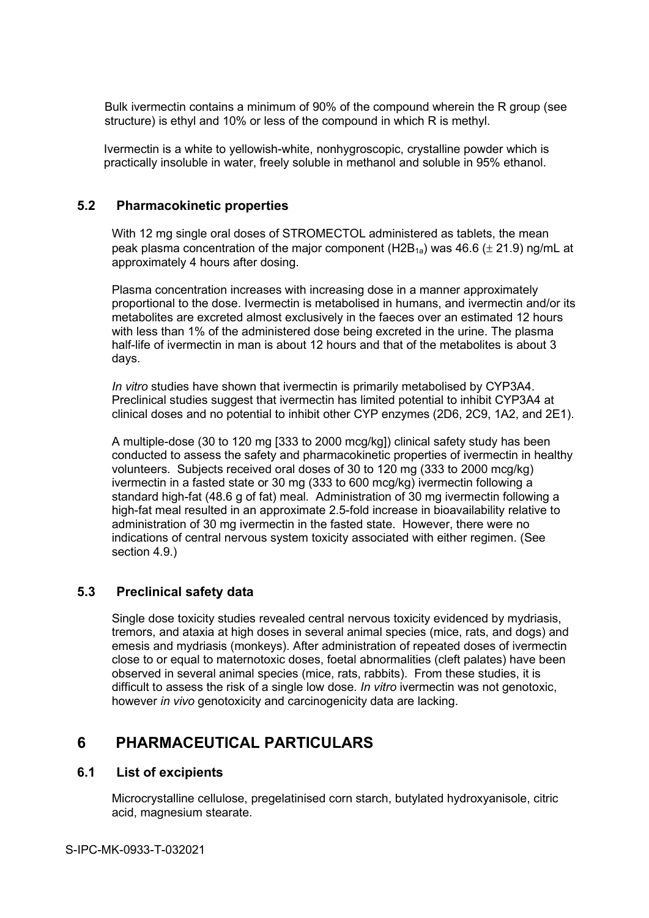Bulk ivermectin contains a minimum of 90% of the compound wherein the R group (see structure) is ethyl and 10% or less of the compound in which R is methyl.

Ivermectin is a white to yellowish-white, nonhygroscopic, crystalline powder which is practically insoluble in water, freely soluble in methanol and soluble in 95% ethanol.

## 5.2 Pharmacokinetic properties

With 12 mg single oral doses of STROMECTOL administered as tablets, the mean peak plasma concentration of the major component ($H2B_{1a}$) was 46.6 ($\pm$ 21.9) ng/mL at approximately 4 hours after dosing.

Plasma concentration increases with increasing dose in a manner approximately proportional to the dose. Ivermectin is metabolised in humans, and ivermectin and/or its metabolites are excreted almost exclusively in the faeces over an estimated 12 hours with less than 1% of the administered dose being excreted in the urine. The plasma half-life of ivermectin in man is about 12 hours and that of the metabolites is about 3 days.

*In vitro* studies have shown that ivermectin is primarily metabolised by CYP3A4. Preclinical studies suggest that ivermectin has limited potential to inhibit CYP3A4 at clinical doses and no potential to inhibit other CYP enzymes (2D6, 2C9, 1A2, and 2E1).

A multiple-dose (30 to 120 mg [333 to 2000 mcg/kg]) clinical safety study has been conducted to assess the safety and pharmacokinetic properties of ivermectin in healthy volunteers. Subjects received oral doses of 30 to 120 mg (333 to 2000 mcg/kg) ivermectin in a fasted state or 30 mg (333 to 600 mcg/kg) ivermectin following a standard high-fat (48.6 g of fat) meal. Administration of 30 mg ivermectin following a high-fat meal resulted in an approximate 2.5-fold increase in bioavailability relative to administration of 30 mg ivermectin in the fasted state. However, there were no indications of central nervous system toxicity associated with either regimen. (See section 4.9.)

## 5.3 Preclinical safety data

Single dose toxicity studies revealed central nervous toxicity evidenced by mydriasis, tremors, and ataxia at high doses in several animal species (mice, rats, and dogs) and emesis and mydriasis (monkeys). After administration of repeated doses of ivermectin close to or equal to maternotoxic doses, foetal abnormalities (cleft palates) have been observed in several animal species (mice, rats, rabbits). From these studies, it is difficult to assess the risk of a single low dose. *In vitro* ivermectin was not genotoxic, however *in vivo* genotoxicity and carcinogenicity data are lacking.

# 6 PHARMACEUTICAL PARTICULARS

## 6.1 List of excipients

Microcrystalline cellulose, pregelatinised corn starch, butylated hydroxyanisole, citric acid, magnesium stearate.

S-IPC-MK-0933-T-032021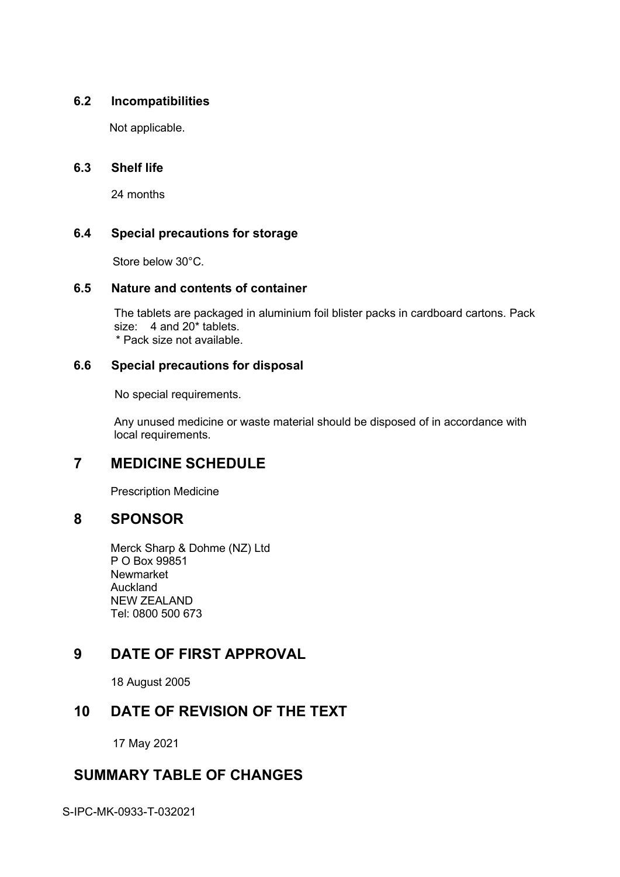### 6.2 Incompatibilities

Not applicable.

### 6.3 Shelf life

24 months

### 6.4 Special precautions for storage

Store below 30°C.

### 6.5 Nature and contents of container

The tablets are packaged in aluminium foil blister packs in cardboard cartons. Pack size: 4 and 20* tablets.
* Pack size not available.

### 6.6 Special precautions for disposal

No special requirements.

Any unused medicine or waste material should be disposed of in accordance with local requirements.

## 7 MEDICINE SCHEDULE

Prescription Medicine

## 8 SPONSOR

Merck Sharp & Dohme (NZ) Ltd
P O Box 99851
Newmarket
Auckland
NEW ZEALAND
Tel: 0800 500 673

## 9 DATE OF FIRST APPROVAL

18 August 2005

## 10 DATE OF REVISION OF THE TEXT

17 May 2021

## SUMMARY TABLE OF CHANGES

S-IPC-MK-0933-T-032021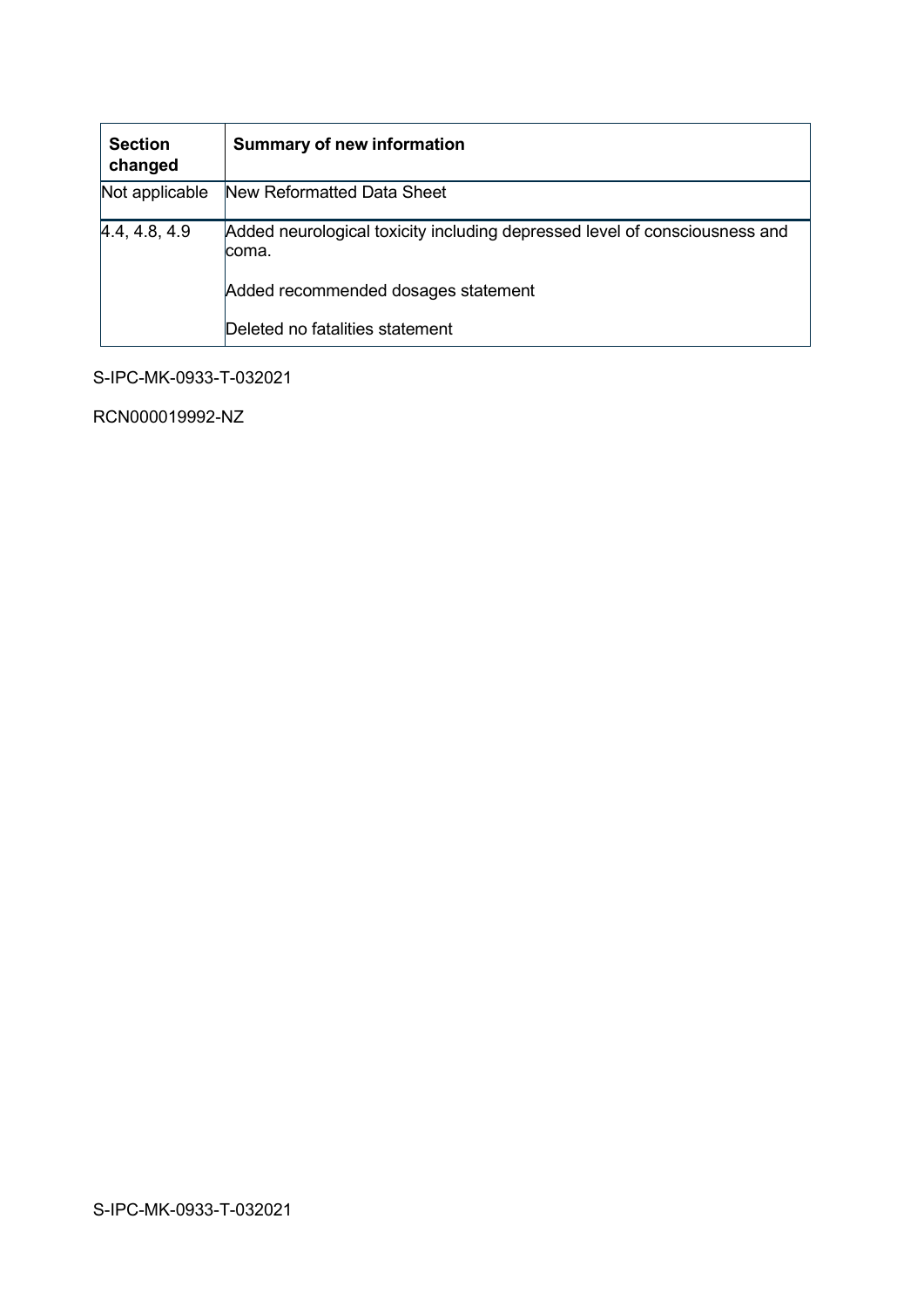| Section changed | Summary of new information |
| --- | --- |
| Not applicable | New Reformatted Data Sheet |
| 4.4, 4.8, 4.9 | Added neurological toxicity including depressed level of consciousness and coma.<br><br>Added recommended dosages statement<br><br>Deleted no fatalities statement |

S-IPC-MK-0933-T-032021

RCN000019992-NZ